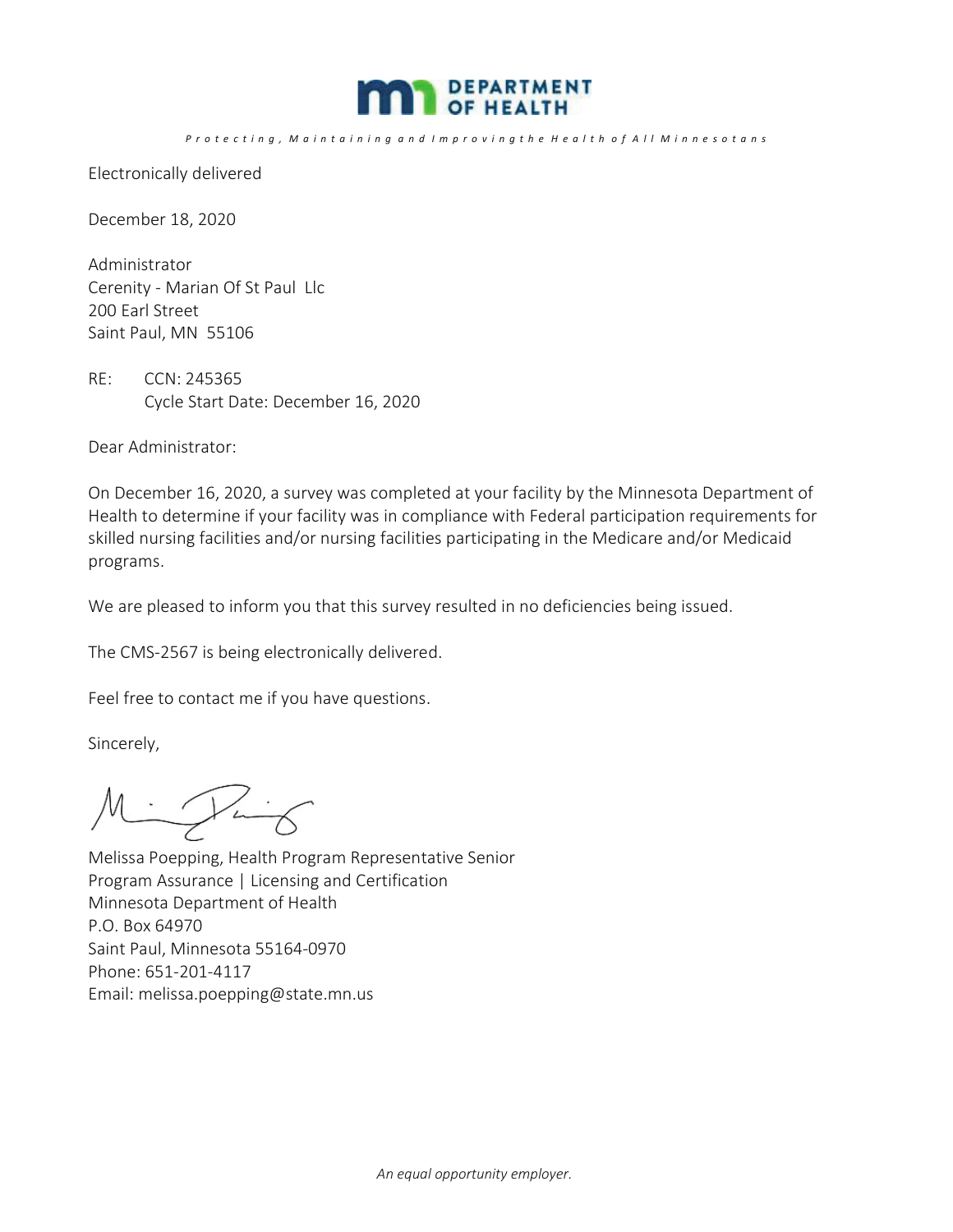# DEPARTMENT OF HEALTH

*Protecting, Maintaining and Improving the Health of All Minnesotans*

Electronically delivered

December 18, 2020

Administrator
Cerenity - Marian Of St Paul Llc
200 Earl Street
Saint Paul, MN 55106

RE: CCN: 245365
Cycle Start Date: December 16, 2020

Dear Administrator:

On December 16, 2020, a survey was completed at your facility by the Minnesota Department of Health to determine if your facility was in compliance with Federal participation requirements for skilled nursing facilities and/or nursing facilities participating in the Medicare and/or Medicaid programs.

We are pleased to inform you that this survey resulted in no deficiencies being issued.

The CMS-2567 is being electronically delivered.

Feel free to contact me if you have questions.

Sincerely,

Melissa Poepping, Health Program Representative Senior
Program Assurance | Licensing and Certification
Minnesota Department of Health
P.O. Box 64970
Saint Paul, Minnesota 55164-0970
Phone: 651-201-4117
Email: melissa.poepping@state.mn.us

*An equal opportunity employer.*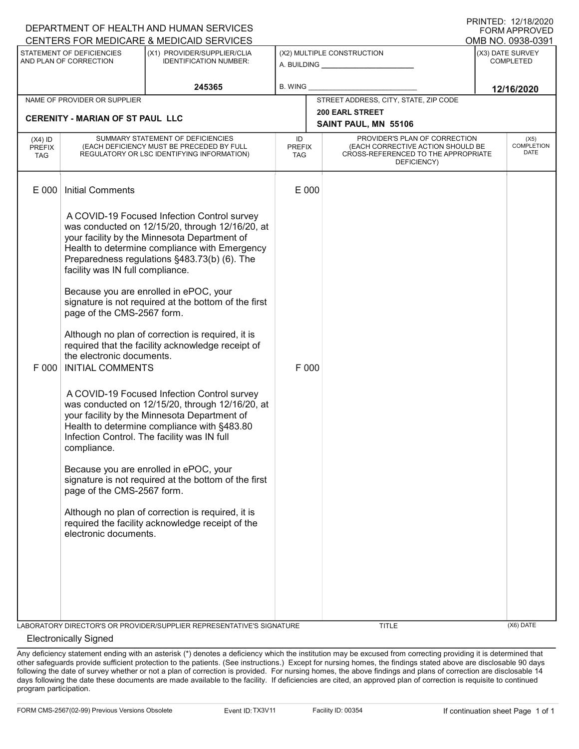DEPARTMENT OF HEALTH AND HUMAN SERVICES
CENTERS FOR MEDICARE & MEDICAID SERVICES

PRINTED: 12/18/2020
FORM APPROVED
OMB NO. 0938-0391

| STATEMENT OF DEFICIENCIES AND PLAN OF CORRECTION | (X1) PROVIDER/SUPPLIER/CLIA IDENTIFICATION NUMBER: | (X2) MULTIPLE CONSTRUCTION | (X3) DATE SURVEY COMPLETED |
|---|---|---|---|
| | 245365 | A. BUILDING ______ B. WING ______ | 12/16/2020 |

| NAME OF PROVIDER OR SUPPLIER | STREET ADDRESS, CITY, STATE, ZIP CODE |
|---|---|
| CERENITY - MARIAN OF ST PAUL LLC | 200 EARL STREET SAINT PAUL, MN 55106 |

| (X4) ID PREFIX TAG | SUMMARY STATEMENT OF DEFICIENCIES (EACH DEFICIENCY MUST BE PRECEDED BY FULL REGULATORY OR LSC IDENTIFYING INFORMATION) | ID PREFIX TAG | PROVIDER'S PLAN OF CORRECTION (EACH CORRECTIVE ACTION SHOULD BE CROSS-REFERENCED TO THE APPROPRIATE DEFICIENCY) | (X5) COMPLETION DATE |
|---|---|---|---|---|
| E 000 | Initial Comments<br><br>A COVID-19 Focused Infection Control survey was conducted on 12/15/20, through 12/16/20, at your facility by the Minnesota Department of Health to determine compliance with Emergency Preparedness regulations §483.73(b) (6). The facility was IN full compliance.<br><br>Because you are enrolled in ePOC, your signature is not required at the bottom of the first page of the CMS-2567 form.<br><br>Although no plan of correction is required, it is required that the facility acknowledge receipt of the electronic documents. | E 000 | | |
| F 000 | INITIAL COMMENTS<br><br>A COVID-19 Focused Infection Control survey was conducted on 12/15/20, through 12/16/20, at your facility by the Minnesota Department of Health to determine compliance with §483.80 Infection Control. The facility was IN full compliance.<br><br>Because you are enrolled in ePOC, your signature is not required at the bottom of the first page of the CMS-2567 form.<br><br>Although no plan of correction is required, it is required the facility acknowledge receipt of the electronic documents. | F 000 | | |

LABORATORY DIRECTOR'S OR PROVIDER/SUPPLIER REPRESENTATIVE'S SIGNATURE — TITLE — (X6) DATE

Electronically Signed

Any deficiency statement ending with an asterisk (*) denotes a deficiency which the institution may be excused from correcting providing it is determined that other safeguards provide sufficient protection to the patients. (See instructions.) Except for nursing homes, the findings stated above are disclosable 90 days following the date of survey whether or not a plan of correction is provided. For nursing homes, the above findings and plans of correction are disclosable 14 days following the date these documents are made available to the facility. If deficiencies are cited, an approved plan of correction is requisite to continued program participation.

FORM CMS-2567(02-99) Previous Versions Obsolete — Event ID: TX3V11 — Facility ID: 00354 — If continuation sheet Page 1 of 1